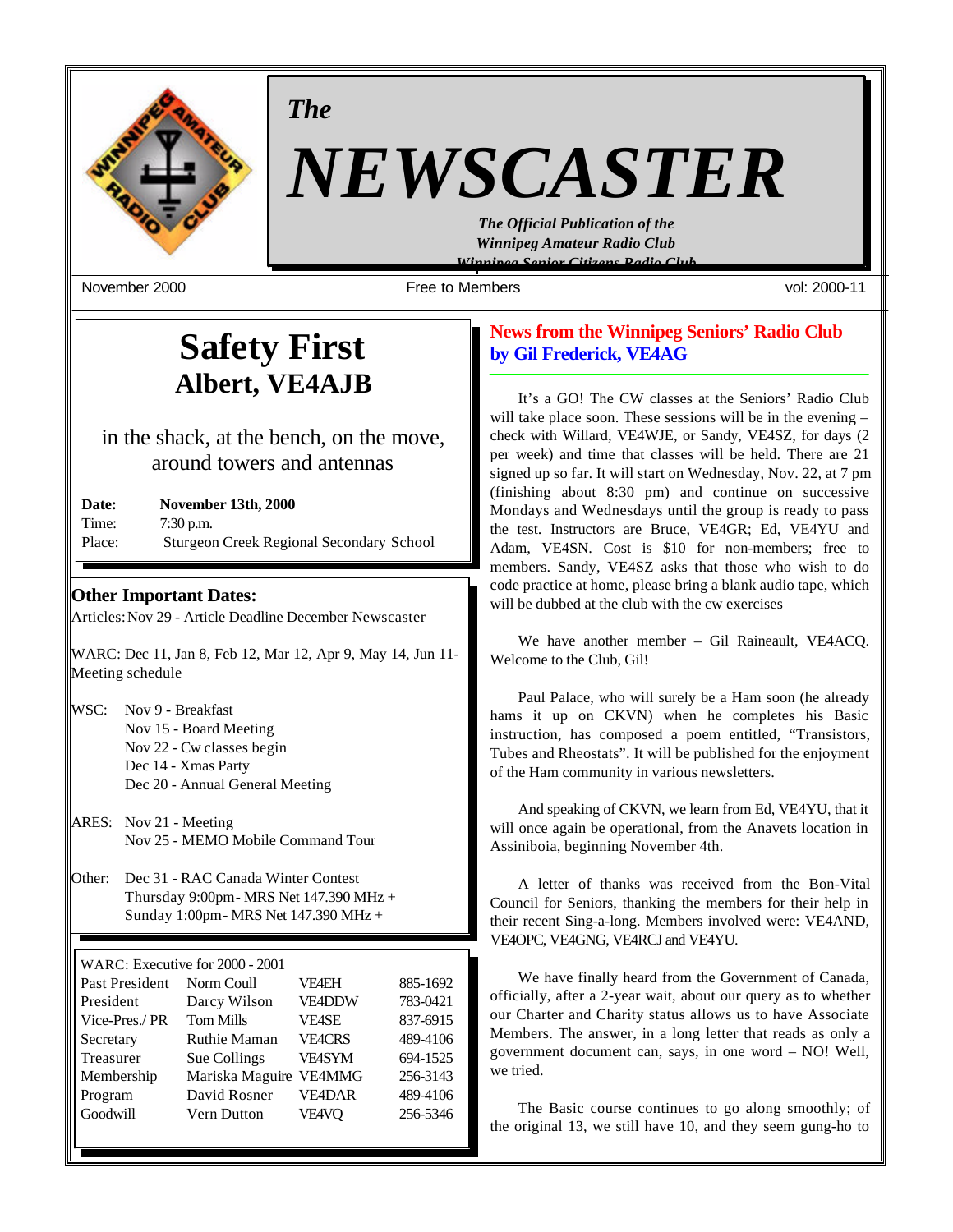# The NEWSCASTER

*The Official Publication of the Winnipeg Amateur Radio Club Winnipeg Senior Citizens Radio Club*

November 2000 | Free to Members | vol: 2000-11

## Safety First
### Albert, VE4AJB

in the shack, at the bench, on the move, around towers and antennas

**Date:** **November 13th, 2000**
Time: 7:30 p.m.
Place: Sturgeon Creek Regional Secondary School

### Other Important Dates:

Articles: Nov 29 - Article Deadline December Newscaster

WARC: Dec 11, Jan 8, Feb 12, Mar 12, Apr 9, May 14, Jun 11- Meeting schedule

WSC:
- Nov 9 - Breakfast
- Nov 15 - Board Meeting
- Nov 22 - Cw classes begin
- Dec 14 - Xmas Party
- Dec 20 - Annual General Meeting

ARES:
- Nov 21 - Meeting
- Nov 25 - MEMO Mobile Command Tour

Other:
- Dec 31 - RAC Canada Winter Contest
- Thursday 9:00pm - MRS Net 147.390 MHz +
- Sunday 1:00pm - MRS Net 147.390 MHz +

WARC: Executive for 2000 - 2001

| Position | Name | Call | Phone |
|---|---|---|---|
| Past President | Norm Coull | VE4EH | 885-1692 |
| President | Darcy Wilson | VE4DDW | 783-0421 |
| Vice-Pres./ PR | Tom Mills | VE4SE | 837-6915 |
| Secretary | Ruthie Maman | VE4CRS | 489-4106 |
| Treasurer | Sue Collings | VE4SYM | 694-1525 |
| Membership | Mariska Maguire | VE4MMG | 256-3143 |
| Program | David Rosner | VE4DAR | 489-4106 |
| Goodwill | Vern Dutton | VE4VQ | 256-5346 |

## News from the Winnipeg Seniors' Radio Club by Gil Frederick, VE4AG

It's a GO! The CW classes at the Seniors' Radio Club will take place soon. These sessions will be in the evening – check with Willard, VE4WJE, or Sandy, VE4SZ, for days (2 per week) and time that classes will be held. There are 21 signed up so far. It will start on Wednesday, Nov. 22, at 7 pm (finishing about 8:30 pm) and continue on successive Mondays and Wednesdays until the group is ready to pass the test. Instructors are Bruce, VE4GR; Ed, VE4YU and Adam, VE4SN. Cost is $10 for non-members; free to members. Sandy, VE4SZ asks that those who wish to do code practice at home, please bring a blank audio tape, which will be dubbed at the club with the cw exercises

We have another member – Gil Raineault, VE4ACQ. Welcome to the Club, Gil!

Paul Palace, who will surely be a Ham soon (he already hams it up on CKVN) when he completes his Basic instruction, has composed a poem entitled, "Transistors, Tubes and Rheostats". It will be published for the enjoyment of the Ham community in various newsletters.

And speaking of CKVN, we learn from Ed, VE4YU, that it will once again be operational, from the Anavets location in Assiniboia, beginning November 4th.

A letter of thanks was received from the Bon-Vital Council for Seniors, thanking the members for their help in their recent Sing-a-long. Members involved were: VE4AND, VE4OPC, VE4GNG, VE4RCJ and VE4YU.

We have finally heard from the Government of Canada, officially, after a 2-year wait, about our query as to whether our Charter and Charity status allows us to have Associate Members. The answer, in a long letter that reads as only a government document can, says, in one word – NO! Well, we tried.

The Basic course continues to go along smoothly; of the original 13, we still have 10, and they seem gung-ho to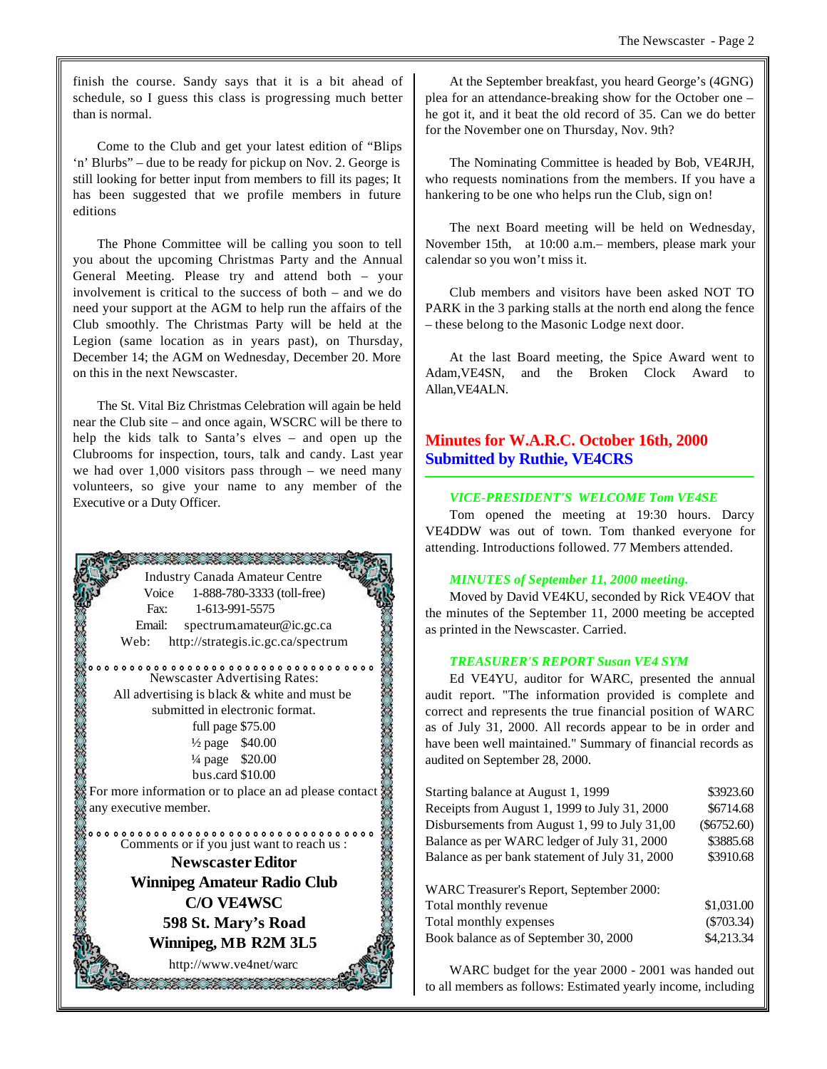finish the course. Sandy says that it is a bit ahead of schedule, so I guess this class is progressing much better than is normal.

Come to the Club and get your latest edition of "Blips 'n' Blurbs" – due to be ready for pickup on Nov. 2. George is still looking for better input from members to fill its pages; It has been suggested that we profile members in future editions

The Phone Committee will be calling you soon to tell you about the upcoming Christmas Party and the Annual General Meeting. Please try and attend both – your involvement is critical to the success of both – and we do need your support at the AGM to help run the affairs of the Club smoothly. The Christmas Party will be held at the Legion (same location as in years past), on Thursday, December 14; the AGM on Wednesday, December 20. More on this in the next Newscaster.

The St. Vital Biz Christmas Celebration will again be held near the Club site – and once again, WSCRC will be there to help the kids talk to Santa's elves – and open up the Clubrooms for inspection, tours, talk and candy. Last year we had over 1,000 visitors pass through – we need many volunteers, so give your name to any member of the Executive or a Duty Officer.

Industry Canada Amateur Centre
Voice 1-888-780-3333 (toll-free)
Fax: 1-613-991-5575
Email: spectrum.amateur@ic.gc.ca
Web: http://strategis.ic.gc.ca/spectrum

Newscaster Advertising Rates:
All advertising is black & white and must be submitted in electronic format.
full page $75.00
½ page $40.00
¼ page $20.00
bus.card $10.00
For more information or to place an ad please contact any executive member.

Comments or if you just want to reach us :

**Newscaster Editor**
**Winnipeg Amateur Radio Club**
**C/O VE4WSC**
**598 St. Mary's Road**
**Winnipeg, MB R2M 3L5**
http://www.ve4net/warc

At the September breakfast, you heard George's (4GNG) plea for an attendance-breaking show for the October one – he got it, and it beat the old record of 35. Can we do better for the November one on Thursday, Nov. 9th?

The Nominating Committee is headed by Bob, VE4RJH, who requests nominations from the members. If you have a hankering to be one who helps run the Club, sign on!

The next Board meeting will be held on Wednesday, November 15th, at 10:00 a.m.– members, please mark your calendar so you won't miss it.

Club members and visitors have been asked NOT TO PARK in the 3 parking stalls at the north end along the fence – these belong to the Masonic Lodge next door.

At the last Board meeting, the Spice Award went to Adam,VE4SN, and the Broken Clock Award to Allan,VE4ALN.

## Minutes for W.A.R.C. October 16th, 2000
## Submitted by Ruthie, VE4CRS

***VICE-PRESIDENT'S WELCOME Tom VE4SE***

Tom opened the meeting at 19:30 hours. Darcy VE4DDW was out of town. Tom thanked everyone for attending. Introductions followed. 77 Members attended.

***MINUTES of September 11, 2000 meeting.***

Moved by David VE4KU, seconded by Rick VE4OV that the minutes of the September 11, 2000 meeting be accepted as printed in the Newscaster. Carried.

***TREASURER'S REPORT Susan VE4 SYM***

Ed VE4YU, auditor for WARC, presented the annual audit report. "The information provided is complete and correct and represents the true financial position of WARC as of July 31, 2000. All records appear to be in order and have been well maintained." Summary of financial records as audited on September 28, 2000.

| | |
|---|---|
| Starting balance at August 1, 1999 | $3923.60 |
| Receipts from August 1, 1999 to July 31, 2000 | $6714.68 |
| Disbursements from August 1, 99 to July 31,00 | ($6752.60) |
| Balance as per WARC ledger of July 31, 2000 | $3885.68 |
| Balance as per bank statement of July 31, 2000 | $3910.68 |

| WARC Treasurer's Report, September 2000: | |
|---|---|
| Total monthly revenue | $1,031.00 |
| Total monthly expenses | ($703.34) |
| Book balance as of September 30, 2000 | $4,213.34 |

WARC budget for the year 2000 - 2001 was handed out to all members as follows: Estimated yearly income, including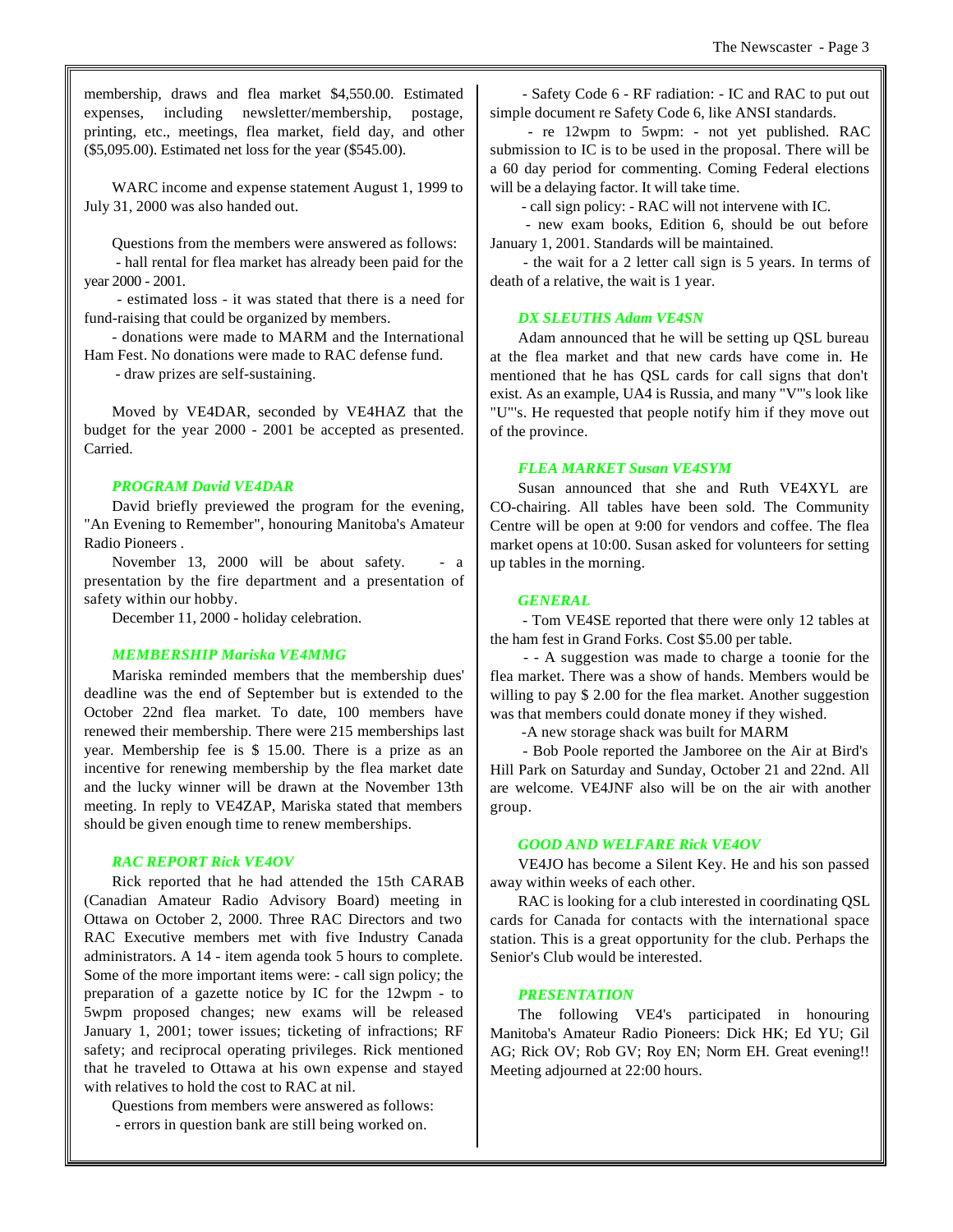membership, draws and flea market $4,550.00. Estimated expenses, including newsletter/membership, postage, printing, etc., meetings, flea market, field day, and other ($5,095.00). Estimated net loss for the year ($545.00).

WARC income and expense statement August 1, 1999 to July 31, 2000 was also handed out.

Questions from the members were answered as follows:

- hall rental for flea market has already been paid for the year 2000 - 2001.
- estimated loss - it was stated that there is a need for fund-raising that could be organized by members.
- donations were made to MARM and the International Ham Fest. No donations were made to RAC defense fund.
- draw prizes are self-sustaining.

Moved by VE4DAR, seconded by VE4HAZ that the budget for the year 2000 - 2001 be accepted as presented. Carried.

### *PROGRAM David VE4DAR*

David briefly previewed the program for the evening, "An Evening to Remember", honouring Manitoba's Amateur Radio Pioneers .

November 13, 2000 will be about safety. - a presentation by the fire department and a presentation of safety within our hobby.

December 11, 2000 - holiday celebration.

### *MEMBERSHIP Mariska VE4MMG*

Mariska reminded members that the membership dues' deadline was the end of September but is extended to the October 22nd flea market. To date, 100 members have renewed their membership. There were 215 memberships last year. Membership fee is $ 15.00. There is a prize as an incentive for renewing membership by the flea market date and the lucky winner will be drawn at the November 13th meeting. In reply to VE4ZAP, Mariska stated that members should be given enough time to renew memberships.

### *RAC REPORT Rick VE4OV*

Rick reported that he had attended the 15th CARAB (Canadian Amateur Radio Advisory Board) meeting in Ottawa on October 2, 2000. Three RAC Directors and two RAC Executive members met with five Industry Canada administrators. A 14 - item agenda took 5 hours to complete. Some of the more important items were: - call sign policy; the preparation of a gazette notice by IC for the 12wpm - to 5wpm proposed changes; new exams will be released January 1, 2001; tower issues; ticketing of infractions; RF safety; and reciprocal operating privileges. Rick mentioned that he traveled to Ottawa at his own expense and stayed with relatives to hold the cost to RAC at nil.

Questions from members were answered as follows:

- errors in question bank are still being worked on.
- Safety Code 6 - RF radiation: - IC and RAC to put out simple document re Safety Code 6, like ANSI standards.
- re 12wpm to 5wpm: - not yet published. RAC submission to IC is to be used in the proposal. There will be a 60 day period for commenting. Coming Federal elections will be a delaying factor. It will take time.
- call sign policy: - RAC will not intervene with IC.
- new exam books, Edition 6, should be out before January 1, 2001. Standards will be maintained.
- the wait for a 2 letter call sign is 5 years. In terms of death of a relative, the wait is 1 year.

### *DX SLEUTHS Adam VE4SN*

Adam announced that he will be setting up QSL bureau at the flea market and that new cards have come in. He mentioned that he has QSL cards for call signs that don't exist. As an example, UA4 is Russia, and many "V"'s look like "U"'s. He requested that people notify him if they move out of the province.

### *FLEA MARKET Susan VE4SYM*

Susan announced that she and Ruth VE4XYL are CO-chairing. All tables have been sold. The Community Centre will be open at 9:00 for vendors and coffee. The flea market opens at 10:00. Susan asked for volunteers for setting up tables in the morning.

### *GENERAL*

- Tom VE4SE reported that there were only 12 tables at the ham fest in Grand Forks. Cost $5.00 per table.
- - A suggestion was made to charge a toonie for the flea market. There was a show of hands. Members would be willing to pay $ 2.00 for the flea market. Another suggestion was that members could donate money if they wished.
- A new storage shack was built for MARM
- Bob Poole reported the Jamboree on the Air at Bird's Hill Park on Saturday and Sunday, October 21 and 22nd. All are welcome. VE4JNF also will be on the air with another group.

### *GOOD AND WELFARE Rick VE4OV*

VE4JO has become a Silent Key. He and his son passed away within weeks of each other.

RAC is looking for a club interested in coordinating QSL cards for Canada for contacts with the international space station. This is a great opportunity for the club. Perhaps the Senior's Club would be interested.

### *PRESENTATION*

The following VE4's participated in honouring Manitoba's Amateur Radio Pioneers: Dick HK; Ed YU; Gil AG; Rick OV; Rob GV; Roy EN; Norm EH. Great evening!! Meeting adjourned at 22:00 hours.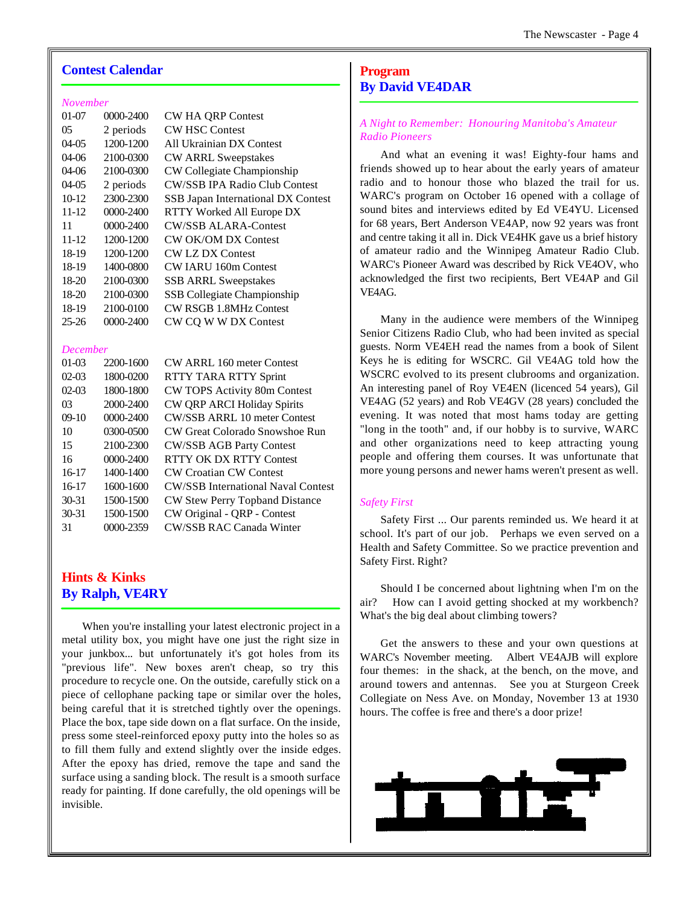## Contest Calendar

*November*

| | | |
|---|---|---|
| 01-07 | 0000-2400 | CW HA QRP Contest |
| 05 | 2 periods | CW HSC Contest |
| 04-05 | 1200-1200 | All Ukrainian DX Contest |
| 04-06 | 2100-0300 | CW ARRL Sweepstakes |
| 04-06 | 2100-0300 | CW Collegiate Championship |
| 04-05 | 2 periods | CW/SSB IPA Radio Club Contest |
| 10-12 | 2300-2300 | SSB Japan International DX Contest |
| 11-12 | 0000-2400 | RTTY Worked All Europe DX |
| 11 | 0000-2400 | CW/SSB ALARA-Contest |
| 11-12 | 1200-1200 | CW OK/OM DX Contest |
| 18-19 | 1200-1200 | CW LZ DX Contest |
| 18-19 | 1400-0800 | CW IARU 160m Contest |
| 18-20 | 2100-0300 | SSB ARRL Sweepstakes |
| 18-20 | 2100-0300 | SSB Collegiate Championship |
| 18-19 | 2100-0100 | CW RSGB 1.8MHz Contest |
| 25-26 | 0000-2400 | CW CQ W W DX Contest |

*December*

| | | |
|---|---|---|
| 01-03 | 2200-1600 | CW ARRL 160 meter Contest |
| 02-03 | 1800-0200 | RTTY TARA RTTY Sprint |
| 02-03 | 1800-1800 | CW TOPS Activity 80m Contest |
| 03 | 2000-2400 | CW QRP ARCI Holiday Spirits |
| 09-10 | 0000-2400 | CW/SSB ARRL 10 meter Contest |
| 10 | 0300-0500 | CW Great Colorado Snowshoe Run |
| 15 | 2100-2300 | CW/SSB AGB Party Contest |
| 16 | 0000-2400 | RTTY OK DX RTTY Contest |
| 16-17 | 1400-1400 | CW Croatian CW Contest |
| 16-17 | 1600-1600 | CW/SSB International Naval Contest |
| 30-31 | 1500-1500 | CW Stew Perry Topband Distance |
| 30-31 | 1500-1500 | CW Original - QRP - Contest |
| 31 | 0000-2359 | CW/SSB RAC Canada Winter |

## Hints & Kinks
## By Ralph, VE4RY

When you're installing your latest electronic project in a metal utility box, you might have one just the right size in your junkbox... but unfortunately it's got holes from its "previous life". New boxes aren't cheap, so try this procedure to recycle one. On the outside, carefully stick on a piece of cellophane packing tape or similar over the holes, being careful that it is stretched tightly over the openings. Place the box, tape side down on a flat surface. On the inside, press some steel-reinforced epoxy putty into the holes so as to fill them fully and extend slightly over the inside edges. After the epoxy has dried, remove the tape and sand the surface using a sanding block. The result is a smooth surface ready for painting. If done carefully, the old openings will be invisible.

## Program
## By David VE4DAR

*A Night to Remember: Honouring Manitoba's Amateur Radio Pioneers*

And what an evening it was! Eighty-four hams and friends showed up to hear about the early years of amateur radio and to honour those who blazed the trail for us. WARC's program on October 16 opened with a collage of sound bites and interviews edited by Ed VE4YU. Licensed for 68 years, Bert Anderson VE4AP, now 92 years was front and centre taking it all in. Dick VE4HK gave us a brief history of amateur radio and the Winnipeg Amateur Radio Club. WARC's Pioneer Award was described by Rick VE4OV, who acknowledged the first two recipients, Bert VE4AP and Gil VE4AG.

Many in the audience were members of the Winnipeg Senior Citizens Radio Club, who had been invited as special guests. Norm VE4EH read the names from a book of Silent Keys he is editing for WSCRC. Gil VE4AG told how the WSCRC evolved to its present clubrooms and organization. An interesting panel of Roy VE4EN (licenced 54 years), Gil VE4AG (52 years) and Rob VE4GV (28 years) concluded the evening. It was noted that most hams today are getting "long in the tooth" and, if our hobby is to survive, WARC and other organizations need to keep attracting young people and offering them courses. It was unfortunate that more young persons and newer hams weren't present as well.

*Safety First*

Safety First ... Our parents reminded us. We heard it at school. It's part of our job. Perhaps we even served on a Health and Safety Committee. So we practice prevention and Safety First. Right?

Should I be concerned about lightning when I'm on the air? How can I avoid getting shocked at my workbench? What's the big deal about climbing towers?

Get the answers to these and your own questions at WARC's November meeting. Albert VE4AJB will explore four themes: in the shack, at the bench, on the move, and around towers and antennas. See you at Sturgeon Creek Collegiate on Ness Ave. on Monday, November 13 at 1930 hours. The coffee is free and there's a door prize!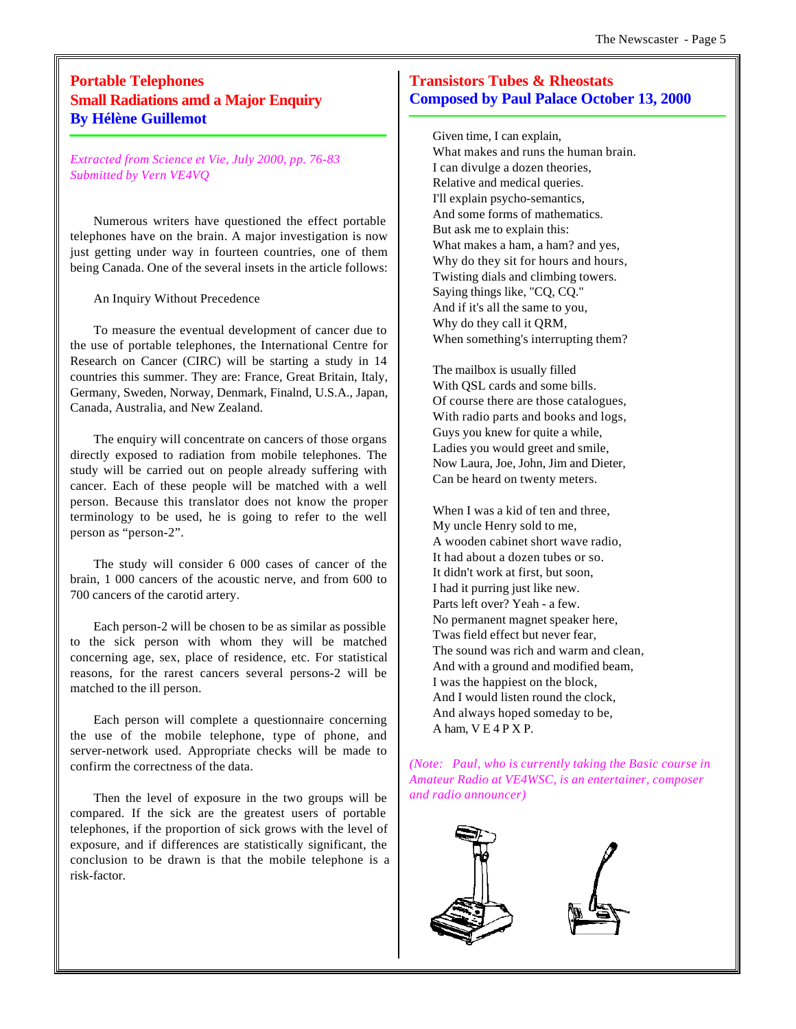## Portable Telephones
## Small Radiations amd a Major Enquiry
## By Hélène Guillemot

*Extracted from Science et Vie, July 2000, pp. 76-83*
*Submitted by Vern VE4VQ*

Numerous writers have questioned the effect portable telephones have on the brain. A major investigation is now just getting under way in fourteen countries, one of them being Canada. One of the several insets in the article follows:

An Inquiry Without Precedence

To measure the eventual development of cancer due to the use of portable telephones, the International Centre for Research on Cancer (CIRC) will be starting a study in 14 countries this summer. They are: France, Great Britain, Italy, Germany, Sweden, Norway, Denmark, Finalnd, U.S.A., Japan, Canada, Australia, and New Zealand.

The enquiry will concentrate on cancers of those organs directly exposed to radiation from mobile telephones. The study will be carried out on people already suffering with cancer. Each of these people will be matched with a well person. Because this translator does not know the proper terminology to be used, he is going to refer to the well person as "person-2".

The study will consider 6 000 cases of cancer of the brain, 1 000 cancers of the acoustic nerve, and from 600 to 700 cancers of the carotid artery.

Each person-2 will be chosen to be as similar as possible to the sick person with whom they will be matched concerning age, sex, place of residence, etc. For statistical reasons, for the rarest cancers several persons-2 will be matched to the ill person.

Each person will complete a questionnaire concerning the use of the mobile telephone, type of phone, and server-network used. Appropriate checks will be made to confirm the correctness of the data.

Then the level of exposure in the two groups will be compared. If the sick are the greatest users of portable telephones, if the proportion of sick grows with the level of exposure, and if differences are statistically significant, the conclusion to be drawn is that the mobile telephone is a risk-factor.

## Transistors Tubes & Rheostats
## Composed by Paul Palace October 13, 2000

Given time, I can explain,
What makes and runs the human brain.
I can divulge a dozen theories,
Relative and medical queries.
I'll explain psycho-semantics,
And some forms of mathematics.
But ask me to explain this:
What makes a ham, a ham? and yes,
Why do they sit for hours and hours,
Twisting dials and climbing towers.
Saying things like, "CQ, CQ."
And if it's all the same to you,
Why do they call it QRM,
When something's interrupting them?

The mailbox is usually filled
With QSL cards and some bills.
Of course there are those catalogues,
With radio parts and books and logs,
Guys you knew for quite a while,
Ladies you would greet and smile,
Now Laura, Joe, John, Jim and Dieter,
Can be heard on twenty meters.

When I was a kid of ten and three,
My uncle Henry sold to me,
A wooden cabinet short wave radio,
It had about a dozen tubes or so.
It didn't work at first, but soon,
I had it purring just like new.
Parts left over? Yeah - a few.
No permanent magnet speaker here,
Twas field effect but never fear,
The sound was rich and warm and clean,
And with a ground and modified beam,
I was the happiest on the block,
And I would listen round the clock,
And always hoped someday to be,
A ham, V E 4 P X P.

*(Note: Paul, who is currently taking the Basic course in Amateur Radio at VE4WSC, is an entertainer, composer and radio announcer)*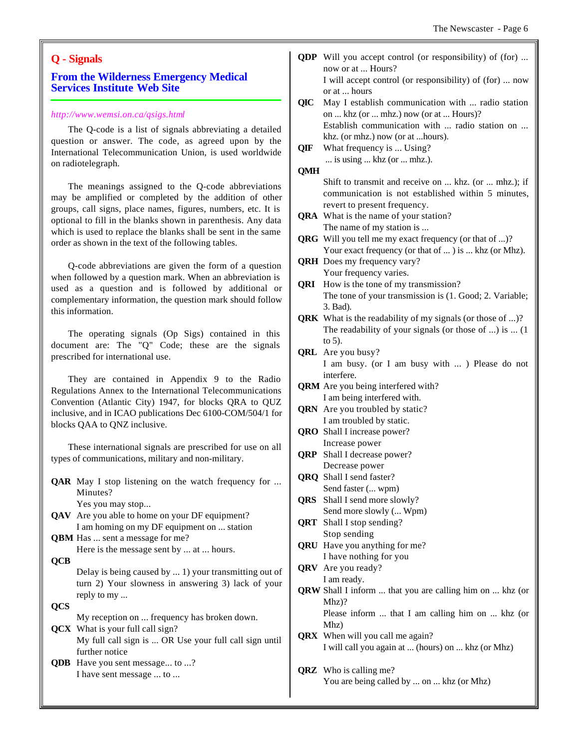## Q - Signals

### From the Wilderness Emergency Medical Services Institute Web Site

*http://www.wemsi.on.ca/qsigs.html*

The Q-code is a list of signals abbreviating a detailed question or answer. The code, as agreed upon by the International Telecommunication Union, is used worldwide on radiotelegraph.

The meanings assigned to the Q-code abbreviations may be amplified or completed by the addition of other groups, call signs, place names, figures, numbers, etc. It is optional to fill in the blanks shown in parenthesis. Any data which is used to replace the blanks shall be sent in the same order as shown in the text of the following tables.

Q-code abbreviations are given the form of a question when followed by a question mark. When an abbreviation is used as a question and is followed by additional or complementary information, the question mark should follow this information.

The operating signals (Op Sigs) contained in this document are: The "Q" Code; these are the signals prescribed for international use.

They are contained in Appendix 9 to the Radio Regulations Annex to the International Telecommunications Convention (Atlantic City) 1947, for blocks QRA to QUZ inclusive, and in ICAO publications Dec 6100-COM/504/1 for blocks QAA to QNZ inclusive.

These international signals are prescribed for use on all types of communications, military and non-military.

**QAR** May I stop listening on the watch frequency for ... Minutes?
Yes you may stop...

**QAV** Are you able to home on your DF equipment?
I am homing on my DF equipment on ... station

**QBM** Has ... sent a message for me?
Here is the message sent by ... at ... hours.

**QCB**
Delay is being caused by ... 1) your transmitting out of turn 2) Your slowness in answering 3) lack of your reply to my ...

**QCS**
My reception on ... frequency has broken down.

**QCX** What is your full call sign?
My full call sign is ... OR Use your full call sign until further notice

**QDB** Have you sent message... to ...?
I have sent message ... to ...

**QDP** Will you accept control (or responsibility) of (for) ... now or at ... Hours?
I will accept control (or responsibility) of (for) ... now or at ... hours

**QIC** May I establish communication with ... radio station on ... khz (or ... mhz.) now (or at ... Hours)?
Establish communication with ... radio station on ... khz. (or mhz.) now (or at ...hours).

**QIF** What frequency is ... Using?
... is using ... khz (or ... mhz.).

**QMH**
Shift to transmit and receive on ... khz. (or ... mhz.); if communication is not established within 5 minutes, revert to present frequency.

**QRA** What is the name of your station?
The name of my station is ...

**QRG** Will you tell me my exact frequency (or that of ...)?
Your exact frequency (or that of ... ) is ... khz (or Mhz).

**QRH** Does my frequency vary?
Your frequency varies.

**QRI** How is the tone of my transmission?
The tone of your transmission is (1. Good; 2. Variable; 3. Bad).

**QRK** What is the readability of my signals (or those of ...)?
The readability of your signals (or those of ...) is ... (1 to 5).

**QRL** Are you busy?
I am busy. (or I am busy with ... ) Please do not interfere.

**QRM** Are you being interfered with?
I am being interfered with.

**QRN** Are you troubled by static?
I am troubled by static.

**QRO** Shall I increase power?
Increase power

**QRP** Shall I decrease power?
Decrease power

**QRQ** Shall I send faster?
Send faster (... wpm)

**QRS** Shall I send more slowly?
Send more slowly (... Wpm)

**QRT** Shall I stop sending?
Stop sending

**QRU** Have you anything for me?
I have nothing for you

**QRV** Are you ready?
I am ready.

**QRW** Shall I inform ... that you are calling him on ... khz (or Mhz)?
Please inform ... that I am calling him on ... khz (or Mhz)

**QRX** When will you call me again?
I will call you again at ... (hours) on ... khz (or Mhz)

**QRZ** Who is calling me?
You are being called by ... on ... khz (or Mhz)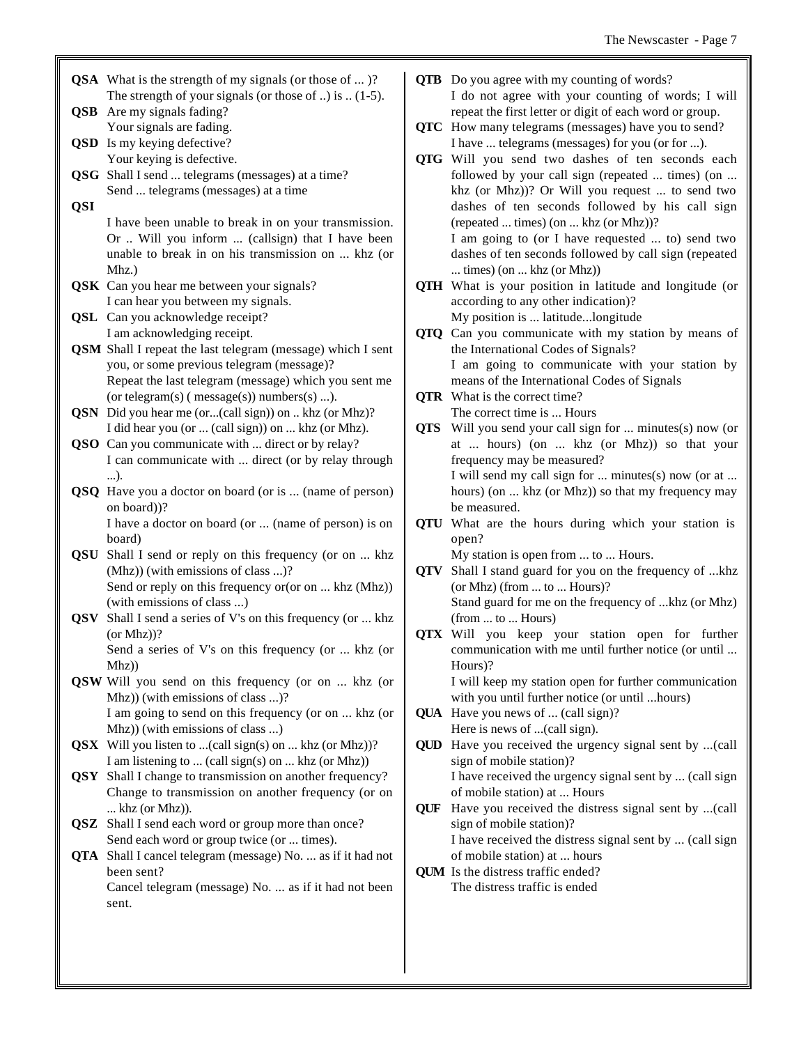**QSA** What is the strength of my signals (or those of ... )?
The strength of your signals (or those of ..) is .. (1-5).

**QSB** Are my signals fading?
Your signals are fading.

**QSD** Is my keying defective?
Your keying is defective.

**QSG** Shall I send ... telegrams (messages) at a time?
Send ... telegrams (messages) at a time

**QSI**
I have been unable to break in on your transmission. Or .. Will you inform ... (callsign) that I have been unable to break in on his transmission on ... khz (or Mhz.)

**QSK** Can you hear me between your signals?
I can hear you between my signals.

**QSL** Can you acknowledge receipt?
I am acknowledging receipt.

**QSM** Shall I repeat the last telegram (message) which I sent you, or some previous telegram (message)?
Repeat the last telegram (message) which you sent me (or telegram(s) ( message(s)) numbers(s) ...).

**QSN** Did you hear me (or...(call sign)) on .. khz (or Mhz)?
I did hear you (or ... (call sign)) on ... khz (or Mhz).

**QSO** Can you communicate with ... direct or by relay?
I can communicate with ... direct (or by relay through ...).

**QSQ** Have you a doctor on board (or is ... (name of person) on board))?
I have a doctor on board (or ... (name of person) is on board)

**QSU** Shall I send or reply on this frequency (or on ... khz (Mhz)) (with emissions of class ...)?
Send or reply on this frequency or(or on ... khz (Mhz)) (with emissions of class ...)

**QSV** Shall I send a series of V's on this frequency (or ... khz (or Mhz))?
Send a series of V's on this frequency (or ... khz (or Mhz))

**QSW** Will you send on this frequency (or on ... khz (or Mhz)) (with emissions of class ...)?
I am going to send on this frequency (or on ... khz (or Mhz)) (with emissions of class ...)

**QSX** Will you listen to ...(call sign(s) on ... khz (or Mhz))?
I am listening to ... (call sign(s) on ... khz (or Mhz))

**QSY** Shall I change to transmission on another frequency?
Change to transmission on another frequency (or on ... khz (or Mhz)).

**QSZ** Shall I send each word or group more than once?
Send each word or group twice (or ... times).

**QTA** Shall I cancel telegram (message) No. ... as if it had not been sent?
Cancel telegram (message) No. ... as if it had not been sent.

**QTB** Do you agree with my counting of words?
I do not agree with your counting of words; I will repeat the first letter or digit of each word or group.

**QTC** How many telegrams (messages) have you to send?
I have ... telegrams (messages) for you (or for ...).

**QTG** Will you send two dashes of ten seconds each followed by your call sign (repeated ... times) (on ... khz (or Mhz))? Or Will you request ... to send two dashes of ten seconds followed by his call sign (repeated ... times) (on ... khz (or Mhz))?
I am going to (or I have requested ... to) send two dashes of ten seconds followed by call sign (repeated ... times) (on ... khz (or Mhz))

**QTH** What is your position in latitude and longitude (or according to any other indication)?
My position is ... latitude...longitude

**QTQ** Can you communicate with my station by means of the International Codes of Signals?
I am going to communicate with your station by means of the International Codes of Signals

**QTR** What is the correct time?
The correct time is ... Hours

**QTS** Will you send your call sign for ... minutes(s) now (or at ... hours) (on ... khz (or Mhz)) so that your frequency may be measured?
I will send my call sign for ... minutes(s) now (or at ... hours) (on ... khz (or Mhz)) so that my frequency may be measured.

**QTU** What are the hours during which your station is open?
My station is open from ... to ... Hours.

**QTV** Shall I stand guard for you on the frequency of ...khz (or Mhz) (from ... to ... Hours)?
Stand guard for me on the frequency of ...khz (or Mhz) (from ... to ... Hours)

**QTX** Will you keep your station open for further communication with me until further notice (or until ... Hours)?
I will keep my station open for further communication with you until further notice (or until ...hours)

**QUA** Have you news of ... (call sign)?
Here is news of ...(call sign).

**QUD** Have you received the urgency signal sent by ...(call sign of mobile station)?
I have received the urgency signal sent by ... (call sign of mobile station) at ... Hours

**QUF** Have you received the distress signal sent by ...(call sign of mobile station)?
I have received the distress signal sent by ... (call sign of mobile station) at ... hours

**QUM** Is the distress traffic ended?
The distress traffic is ended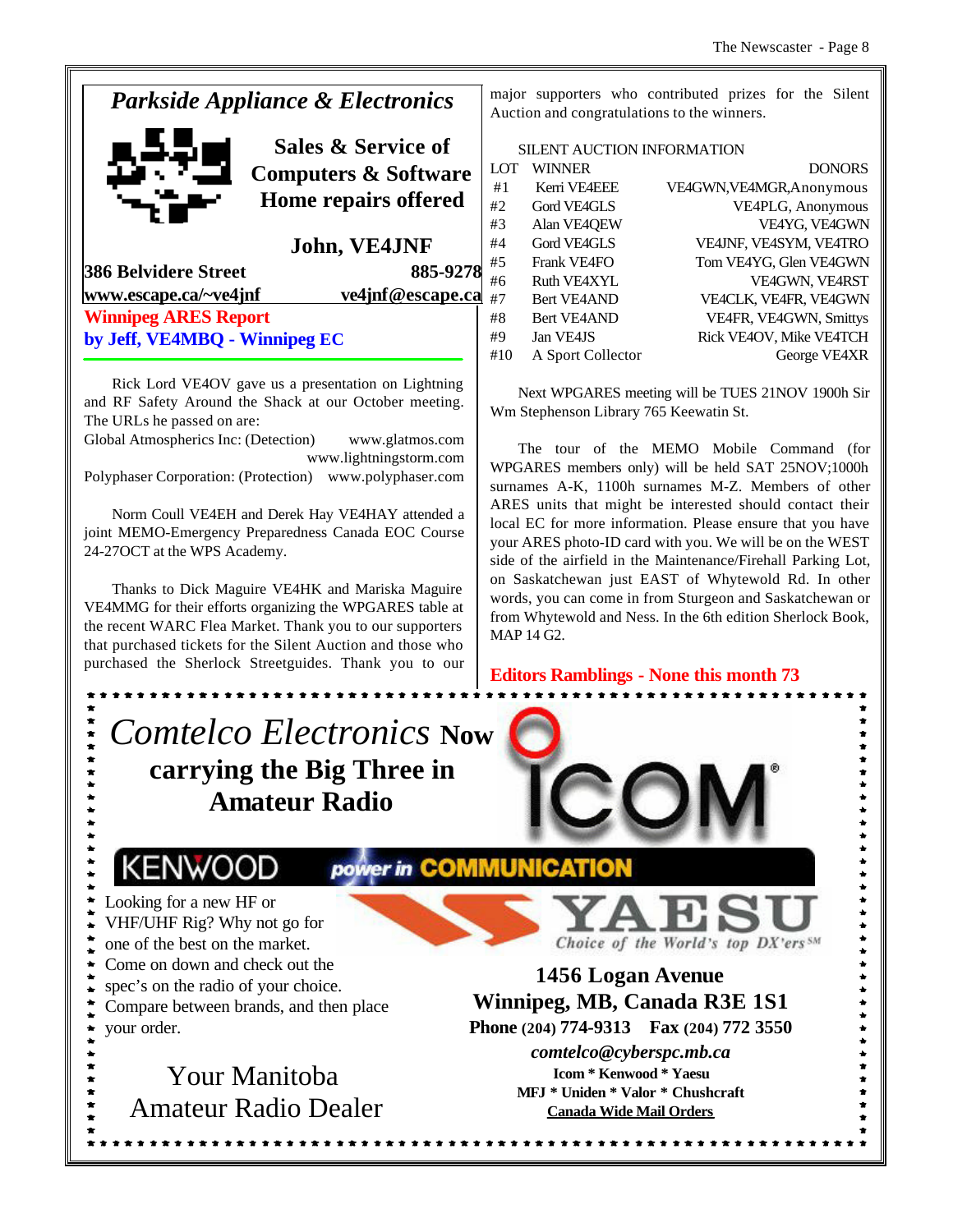## Parkside Appliance & Electronics

**Sales & Service of Computers & Software**
**Home repairs offered**

**John, VE4JNF**

**386 Belvidere Street** **885-9278**
**www.escape.ca/~ve4jnf** **ve4jnf@escape.ca**

## Winnipeg ARES Report
### by Jeff, VE4MBQ - Winnipeg EC

Rick Lord VE4OV gave us a presentation on Lightning and RF Safety Around the Shack at our October meeting. The URLs he passed on are:

Global Atmospherics Inc: (Detection) www.glatmos.com
www.lightningstorm.com
Polyphaser Corporation: (Protection) www.polyphaser.com

Norm Coull VE4EH and Derek Hay VE4HAY attended a joint MEMO-Emergency Preparedness Canada EOC Course 24-27OCT at the WPS Academy.

Thanks to Dick Maguire VE4HK and Mariska Maguire VE4MMG for their efforts organizing the WPGARES table at the recent WARC Flea Market. Thank you to our supporters that purchased tickets for the Silent Auction and those who purchased the Sherlock Streetguides. Thank you to our major supporters who contributed prizes for the Silent Auction and congratulations to the winners.

SILENT AUCTION INFORMATION

| LOT | WINNER | DONORS |
|---|---|---|
| #1 | Kerri VE4EEE | VE4GWN,VE4MGR,Anonymous |
| #2 | Gord VE4GLS | VE4PLG, Anonymous |
| #3 | Alan VE4QEW | VE4YG, VE4GWN |
| #4 | Gord VE4GLS | VE4JNF, VE4SYM, VE4TRO |
| #5 | Frank VE4FO | Tom VE4YG, Glen VE4GWN |
| #6 | Ruth VE4XYL | VE4GWN, VE4RST |
| #7 | Bert VE4AND | VE4CLK, VE4FR, VE4GWN |
| #8 | Bert VE4AND | VE4FR, VE4GWN, Smittys |
| #9 | Jan VE4JS | Rick VE4OV, Mike VE4TCH |
| #10 | A Sport Collector | George VE4XR |

Next WPGARES meeting will be TUES 21NOV 1900h Sir Wm Stephenson Library 765 Keewatin St.

The tour of the MEMO Mobile Command (for WPGARES members only) will be held SAT 25NOV;1000h surnames A-K, 1100h surnames M-Z. Members of other ARES units that might be interested should contact their local EC for more information. Please ensure that you have your ARES photo-ID card with you. We will be on the WEST side of the airfield in the Maintenance/Firehall Parking Lot, on Saskatchewan just EAST of Whytewold Rd. In other words, you can come in from Sturgeon and Saskatchewan or from Whytewold and Ness. In the 6th edition Sherlock Book, MAP 14 G2.

## Editors Ramblings - None this month 73

---

*Comtelco Electronics* **Now carrying the Big Three in Amateur Radio**

ICOM

KENWOOD power in COMMUNICATION

YAESU Choice of the World's top DX'ers[SM]

Looking for a new HF or VHF/UHF Rig? Why not go for one of the best on the market.
Come on down and check out the spec's on the radio of your choice.
Compare between brands, and then place your order.

Your Manitoba Amateur Radio Dealer

**1456 Logan Avenue**
**Winnipeg, MB, Canada R3E 1S1**
**Phone (204) 774-9313 Fax (204) 772 3550**
***comtelco@cyberspc.mb.ca***
**Icom * Kenwood * Yaesu**
**MFJ * Uniden * Valor * Chushcraft**
**Canada Wide Mail Orders**